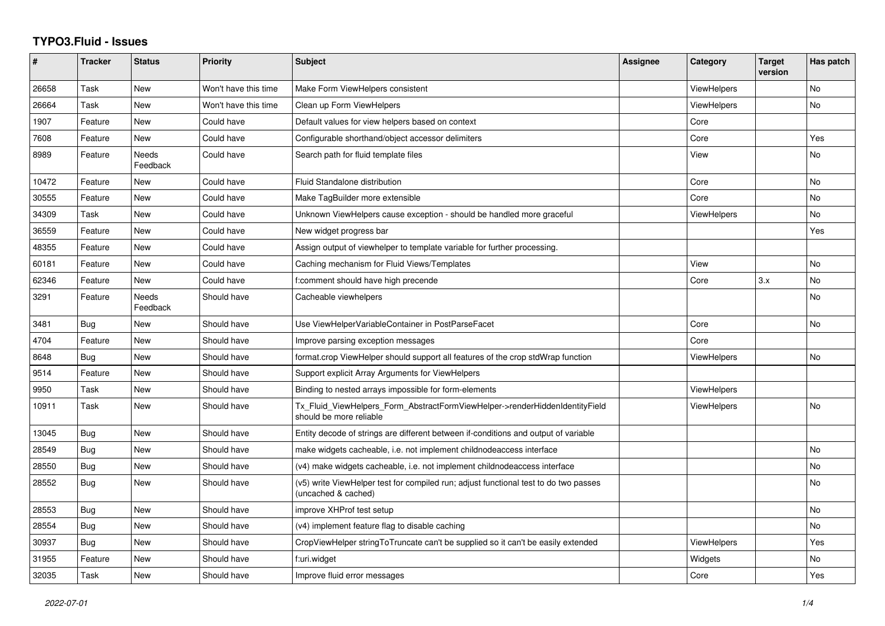# TYPO3.Fluid - Issues

| # | Tracker | Status | Priority | Subject | Assignee | Category | Target version | Has patch |
|---|---|---|---|---|---|---|---|---|
| 26658 | Task | New | Won't have this time | Make Form ViewHelpers consistent | | ViewHelpers | | No |
| 26664 | Task | New | Won't have this time | Clean up Form ViewHelpers | | ViewHelpers | | No |
| 1907 | Feature | New | Could have | Default values for view helpers based on context | | Core | | |
| 7608 | Feature | New | Could have | Configurable shorthand/object accessor delimiters | | Core | | Yes |
| 8989 | Feature | Needs Feedback | Could have | Search path for fluid template files | | View | | No |
| 10472 | Feature | New | Could have | Fluid Standalone distribution | | Core | | No |
| 30555 | Feature | New | Could have | Make TagBuilder more extensible | | Core | | No |
| 34309 | Task | New | Could have | Unknown ViewHelpers cause exception - should be handled more graceful | | ViewHelpers | | No |
| 36559 | Feature | New | Could have | New widget progress bar | | | | Yes |
| 48355 | Feature | New | Could have | Assign output of viewhelper to template variable for further processing. | | | | |
| 60181 | Feature | New | Could have | Caching mechanism for Fluid Views/Templates | | View | | No |
| 62346 | Feature | New | Could have | f:comment should have high precende | | Core | 3.x | No |
| 3291 | Feature | Needs Feedback | Should have | Cacheable viewhelpers | | | | No |
| 3481 | Bug | New | Should have | Use ViewHelperVariableContainer in PostParseFacet | | Core | | No |
| 4704 | Feature | New | Should have | Improve parsing exception messages | | Core | | |
| 8648 | Bug | New | Should have | format.crop ViewHelper should support all features of the crop stdWrap function | | ViewHelpers | | No |
| 9514 | Feature | New | Should have | Support explicit Array Arguments for ViewHelpers | | | | |
| 9950 | Task | New | Should have | Binding to nested arrays impossible for form-elements | | ViewHelpers | | |
| 10911 | Task | New | Should have | Tx_Fluid_ViewHelpers_Form_AbstractFormViewHelper->renderHiddenIdentityField should be more reliable | | ViewHelpers | | No |
| 13045 | Bug | New | Should have | Entity decode of strings are different between if-conditions and output of variable | | | | |
| 28549 | Bug | New | Should have | make widgets cacheable, i.e. not implement childnodeaccess interface | | | | No |
| 28550 | Bug | New | Should have | (v4) make widgets cacheable, i.e. not implement childnodeaccess interface | | | | No |
| 28552 | Bug | New | Should have | (v5) write ViewHelper test for compiled run; adjust functional test to do two passes (uncached & cached) | | | | No |
| 28553 | Bug | New | Should have | improve XHProf test setup | | | | No |
| 28554 | Bug | New | Should have | (v4) implement feature flag to disable caching | | | | No |
| 30937 | Bug | New | Should have | CropViewHelper stringToTruncate can't be supplied so it can't be easily extended | | ViewHelpers | | Yes |
| 31955 | Feature | New | Should have | f:uri.widget | | Widgets | | No |
| 32035 | Task | New | Should have | Improve fluid error messages | | Core | | Yes |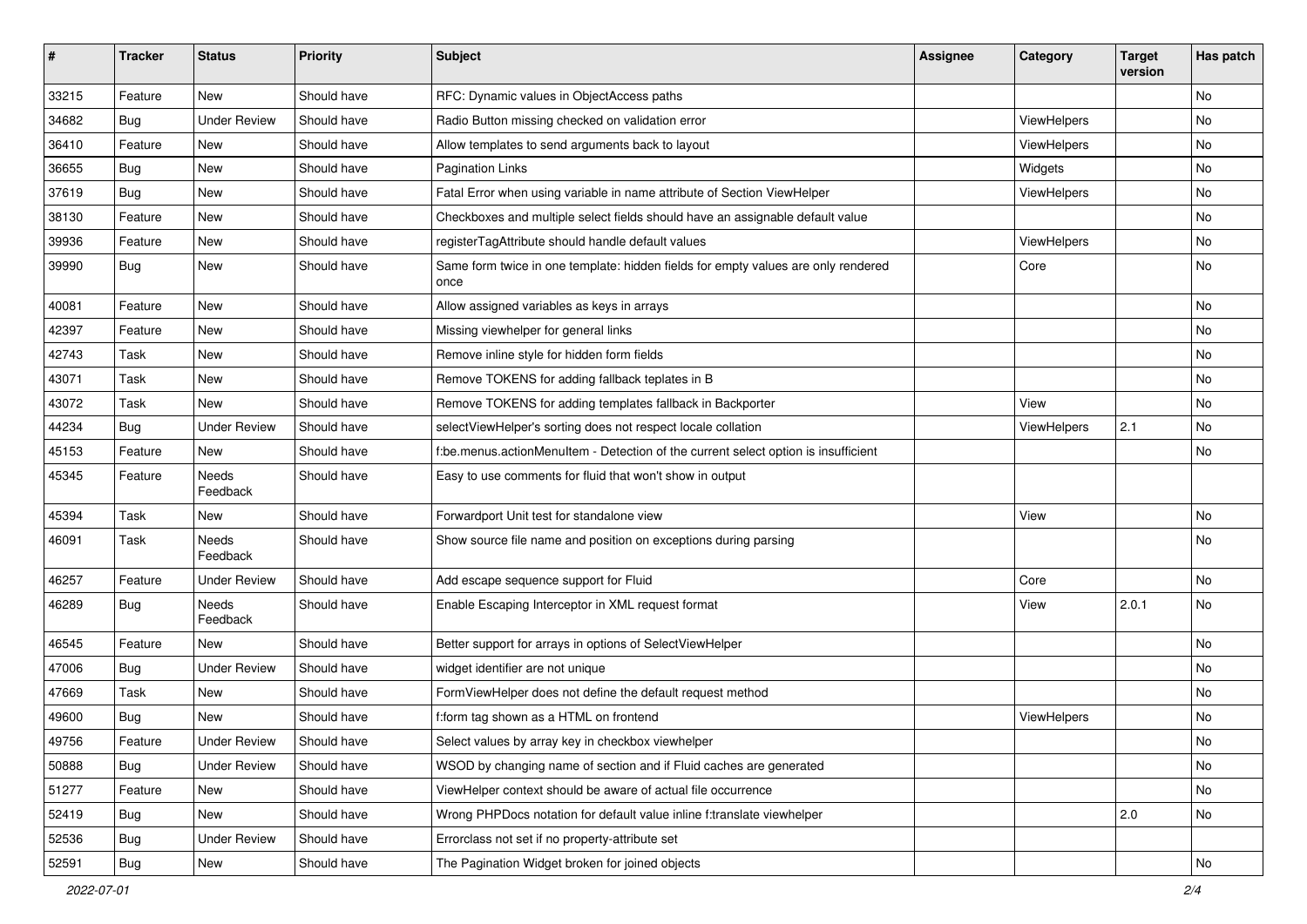| # | Tracker | Status | Priority | Subject | Assignee | Category | Target version | Has patch |
|---|---|---|---|---|---|---|---|---|
| 33215 | Feature | New | Should have | RFC: Dynamic values in ObjectAccess paths | | | | No |
| 34682 | Bug | Under Review | Should have | Radio Button missing checked on validation error | | ViewHelpers | | No |
| 36410 | Feature | New | Should have | Allow templates to send arguments back to layout | | ViewHelpers | | No |
| 36655 | Bug | New | Should have | Pagination Links | | Widgets | | No |
| 37619 | Bug | New | Should have | Fatal Error when using variable in name attribute of Section ViewHelper | | ViewHelpers | | No |
| 38130 | Feature | New | Should have | Checkboxes and multiple select fields should have an assignable default value | | | | No |
| 39936 | Feature | New | Should have | registerTagAttribute should handle default values | | ViewHelpers | | No |
| 39990 | Bug | New | Should have | Same form twice in one template: hidden fields for empty values are only rendered once | | Core | | No |
| 40081 | Feature | New | Should have | Allow assigned variables as keys in arrays | | | | No |
| 42397 | Feature | New | Should have | Missing viewhelper for general links | | | | No |
| 42743 | Task | New | Should have | Remove inline style for hidden form fields | | | | No |
| 43071 | Task | New | Should have | Remove TOKENS for adding fallback teplates in B | | | | No |
| 43072 | Task | New | Should have | Remove TOKENS for adding templates fallback in Backporter | | View | | No |
| 44234 | Bug | Under Review | Should have | selectViewHelper's sorting does not respect locale collation | | ViewHelpers | 2.1 | No |
| 45153 | Feature | New | Should have | f:be.menus.actionMenuItem - Detection of the current select option is insufficient | | | | No |
| 45345 | Feature | Needs Feedback | Should have | Easy to use comments for fluid that won't show in output | | | | |
| 45394 | Task | New | Should have | Forwardport Unit test for standalone view | | View | | No |
| 46091 | Task | Needs Feedback | Should have | Show source file name and position on exceptions during parsing | | | | No |
| 46257 | Feature | Under Review | Should have | Add escape sequence support for Fluid | | Core | | No |
| 46289 | Bug | Needs Feedback | Should have | Enable Escaping Interceptor in XML request format | | View | 2.0.1 | No |
| 46545 | Feature | New | Should have | Better support for arrays in options of SelectViewHelper | | | | No |
| 47006 | Bug | Under Review | Should have | widget identifier are not unique | | | | No |
| 47669 | Task | New | Should have | FormViewHelper does not define the default request method | | | | No |
| 49600 | Bug | New | Should have | f:form tag shown as a HTML on frontend | | ViewHelpers | | No |
| 49756 | Feature | Under Review | Should have | Select values by array key in checkbox viewhelper | | | | No |
| 50888 | Bug | Under Review | Should have | WSOD by changing name of section and if Fluid caches are generated | | | | No |
| 51277 | Feature | New | Should have | ViewHelper context should be aware of actual file occurrence | | | | No |
| 52419 | Bug | New | Should have | Wrong PHPDocs notation for default value inline f:translate viewhelper | | | 2.0 | No |
| 52536 | Bug | Under Review | Should have | Errorclass not set if no property-attribute set | | | | |
| 52591 | Bug | New | Should have | The Pagination Widget broken for joined objects | | | | No |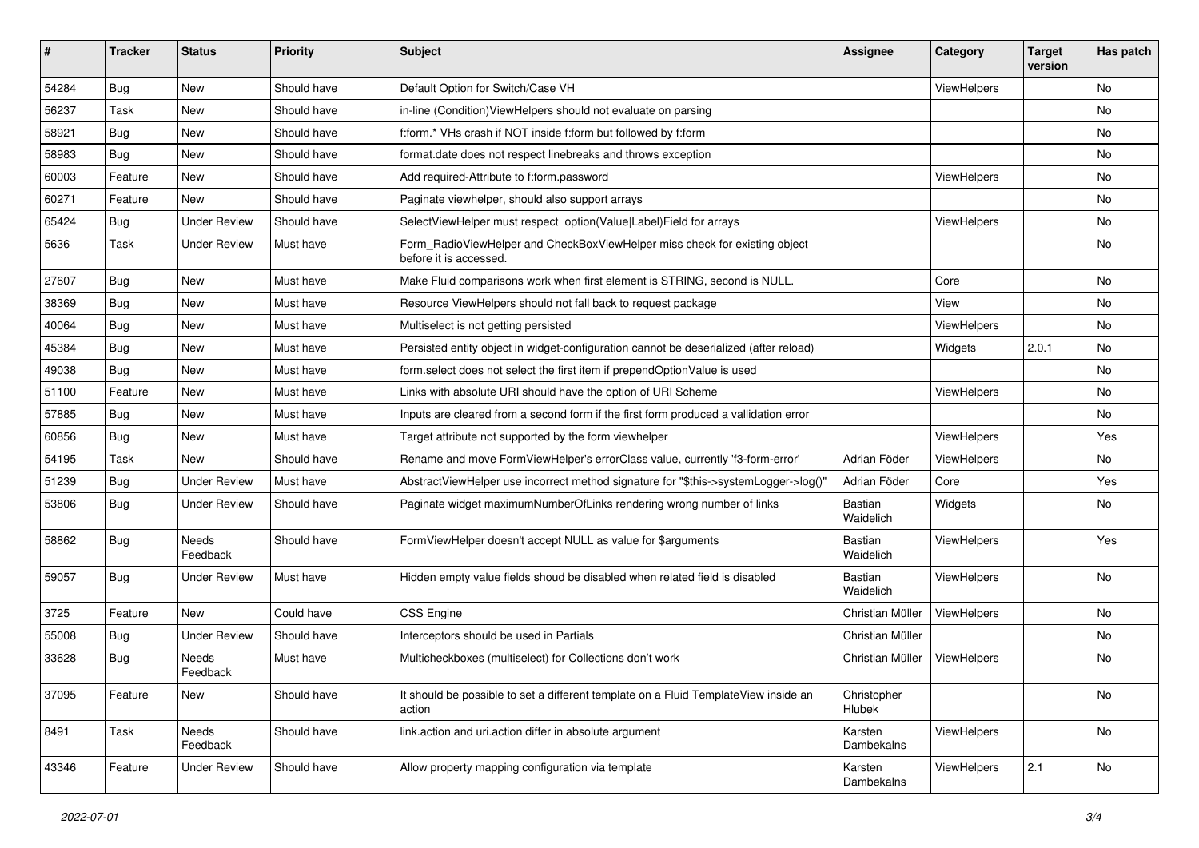| # | Tracker | Status | Priority | Subject | Assignee | Category | Target version | Has patch |
|---|---|---|---|---|---|---|---|---|
| 54284 | Bug | New | Should have | Default Option for Switch/Case VH | | ViewHelpers | | No |
| 56237 | Task | New | Should have | in-line (Condition)ViewHelpers should not evaluate on parsing | | ViewHelpers | | No |
| 58921 | Bug | New | Should have | f:form.* VHs crash if NOT inside f:form but followed by f:form | | | | No |
| 58983 | Bug | New | Should have | format.date does not respect linebreaks and throws exception | | | | No |
| 60003 | Feature | New | Should have | Add required-Attribute to f:form.password | | ViewHelpers | | No |
| 60271 | Feature | New | Should have | Paginate viewhelper, should also support arrays | | | | No |
| 65424 | Bug | Under Review | Should have | SelectViewHelper must respect option(Value\|Label)Field for arrays | | ViewHelpers | | No |
| 5636 | Task | Under Review | Must have | Form_RadioViewHelper and CheckBoxViewHelper miss check for existing object before it is accessed. | | | | No |
| 27607 | Bug | New | Must have | Make Fluid comparisons work when first element is STRING, second is NULL. | | Core | | No |
| 38369 | Bug | New | Must have | Resource ViewHelpers should not fall back to request package | | View | | No |
| 40064 | Bug | New | Must have | Multiselect is not getting persisted | | ViewHelpers | | No |
| 45384 | Bug | New | Must have | Persisted entity object in widget-configuration cannot be deserialized (after reload) | | Widgets | 2.0.1 | No |
| 49038 | Bug | New | Must have | form.select does not select the first item if prependOptionValue is used | | | | No |
| 51100 | Feature | New | Must have | Links with absolute URI should have the option of URI Scheme | | ViewHelpers | | No |
| 57885 | Bug | New | Must have | Inputs are cleared from a second form if the first form produced a vallidation error | | | | No |
| 60856 | Bug | New | Must have | Target attribute not supported by the form viewhelper | | ViewHelpers | | Yes |
| 54195 | Task | New | Should have | Rename and move FormViewHelper's errorClass value, currently 'f3-form-error' | Adrian Föder | ViewHelpers | | No |
| 51239 | Bug | Under Review | Must have | AbstractViewHelper use incorrect method signature for "$this->systemLogger->log()" | Adrian Föder | Core | | Yes |
| 53806 | Bug | Under Review | Should have | Paginate widget maximumNumberOfLinks rendering wrong number of links | Bastian Waidelich | Widgets | | No |
| 58862 | Bug | Needs Feedback | Should have | FormViewHelper doesn't accept NULL as value for $arguments | Bastian Waidelich | ViewHelpers | | Yes |
| 59057 | Bug | Under Review | Must have | Hidden empty value fields shoud be disabled when related field is disabled | Bastian Waidelich | ViewHelpers | | No |
| 3725 | Feature | New | Could have | CSS Engine | Christian Müller | ViewHelpers | | No |
| 55008 | Bug | Under Review | Should have | Interceptors should be used in Partials | Christian Müller | | | No |
| 33628 | Bug | Needs Feedback | Must have | Multicheckboxes (multiselect) for Collections don't work | Christian Müller | ViewHelpers | | No |
| 37095 | Feature | New | Should have | It should be possible to set a different template on a Fluid TemplateView inside an action | Christopher Hlubek | | | No |
| 8491 | Task | Needs Feedback | Should have | link.action and uri.action differ in absolute argument | Karsten Dambekalns | ViewHelpers | | No |
| 43346 | Feature | Under Review | Should have | Allow property mapping configuration via template | Karsten Dambekalns | ViewHelpers | 2.1 | No |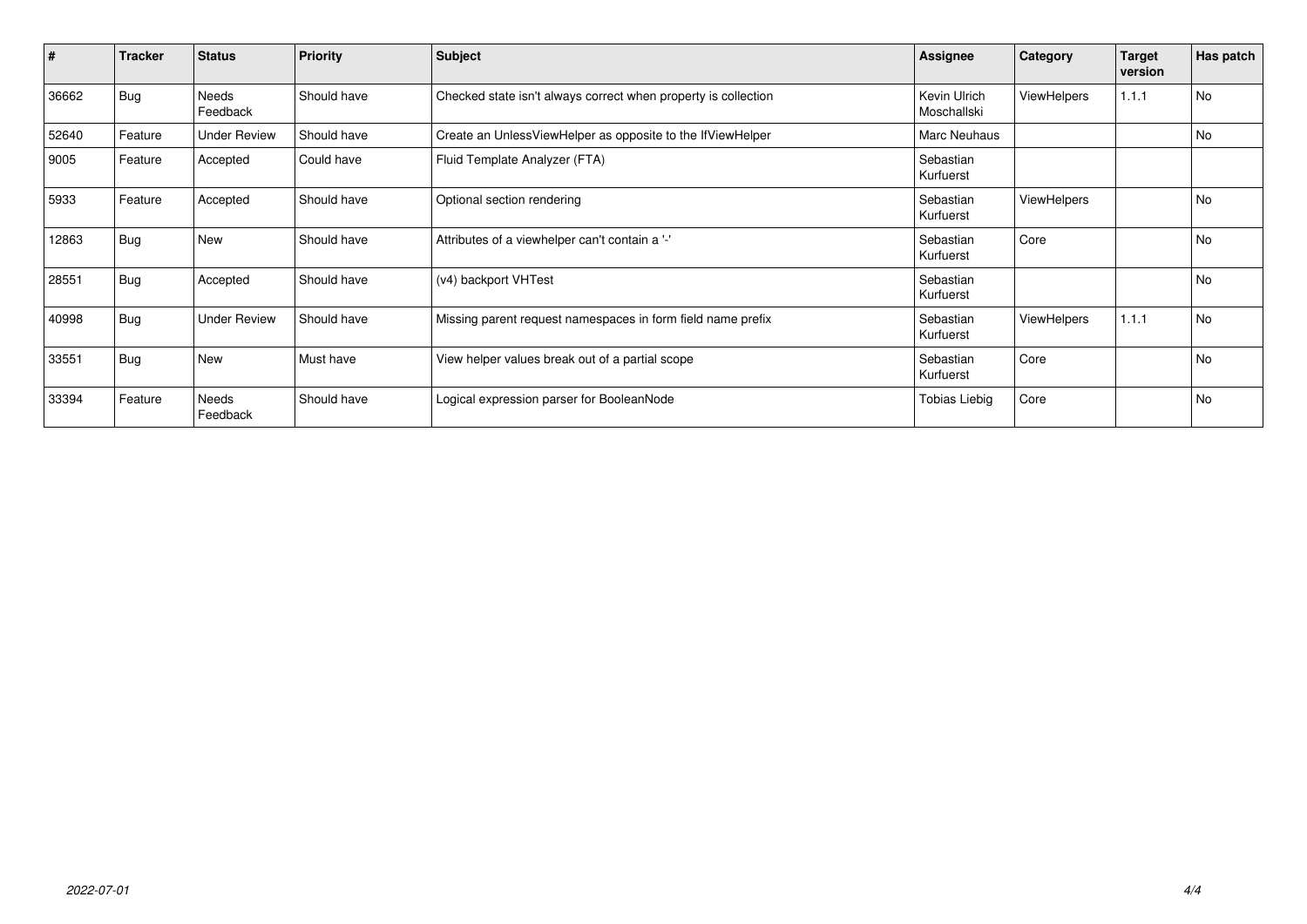| # | Tracker | Status | Priority | Subject | Assignee | Category | Target version | Has patch |
|---|---|---|---|---|---|---|---|---|
| 36662 | Bug | Needs Feedback | Should have | Checked state isn't always correct when property is collection | Kevin Ulrich Moschallski | ViewHelpers | 1.1.1 | No |
| 52640 | Feature | Under Review | Should have | Create an UnlessViewHelper as opposite to the IfViewHelper | Marc Neuhaus | | | No |
| 9005 | Feature | Accepted | Could have | Fluid Template Analyzer (FTA) | Sebastian Kurfuerst | | | |
| 5933 | Feature | Accepted | Should have | Optional section rendering | Sebastian Kurfuerst | ViewHelpers | | No |
| 12863 | Bug | New | Should have | Attributes of a viewhelper can't contain a '-' | Sebastian Kurfuerst | Core | | No |
| 28551 | Bug | Accepted | Should have | (v4) backport VHTest | Sebastian Kurfuerst | | | No |
| 40998 | Bug | Under Review | Should have | Missing parent request namespaces in form field name prefix | Sebastian Kurfuerst | ViewHelpers | 1.1.1 | No |
| 33551 | Bug | New | Must have | View helper values break out of a partial scope | Sebastian Kurfuerst | Core | | No |
| 33394 | Feature | Needs Feedback | Should have | Logical expression parser for BooleanNode | Tobias Liebig | Core | | No |

*2022-07-01*